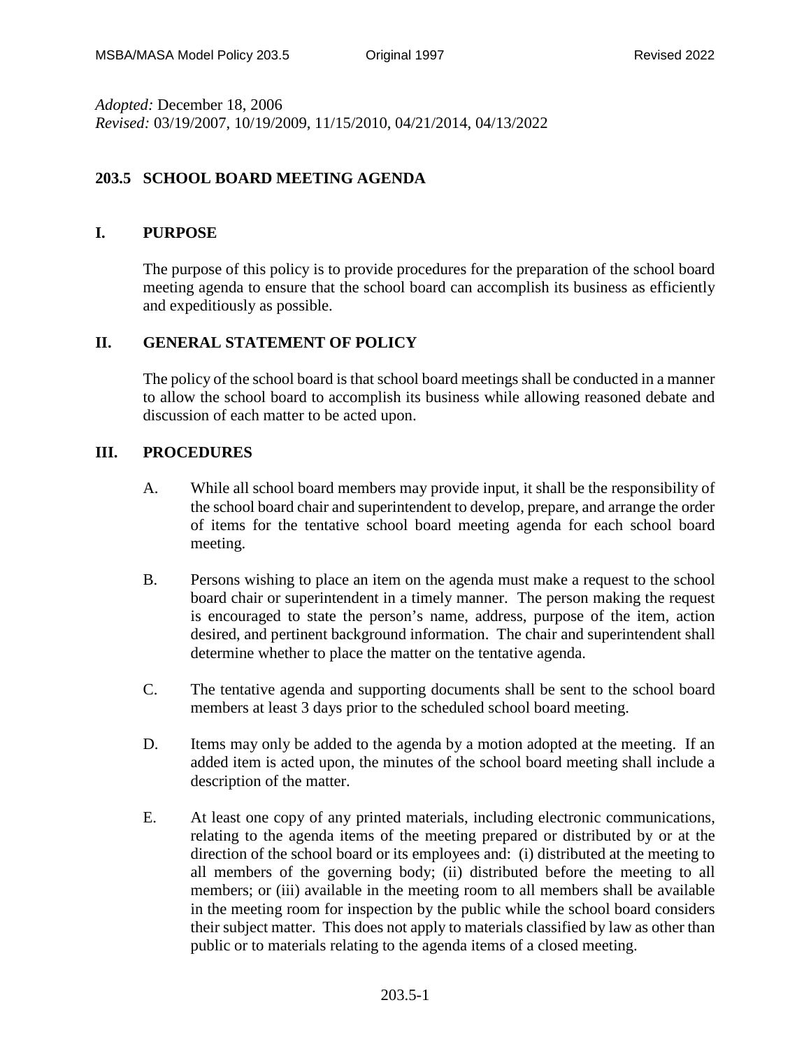*Adopted:* December 18, 2006
*Revised:* 03/19/2007, 10/19/2009, 11/15/2010, 04/21/2014, 04/13/2022

# 203.5 SCHOOL BOARD MEETING AGENDA

## I. PURPOSE

The purpose of this policy is to provide procedures for the preparation of the school board meeting agenda to ensure that the school board can accomplish its business as efficiently and expeditiously as possible.

## II. GENERAL STATEMENT OF POLICY

The policy of the school board is that school board meetings shall be conducted in a manner to allow the school board to accomplish its business while allowing reasoned debate and discussion of each matter to be acted upon.

## III. PROCEDURES

A. While all school board members may provide input, it shall be the responsibility of the school board chair and superintendent to develop, prepare, and arrange the order of items for the tentative school board meeting agenda for each school board meeting.

B. Persons wishing to place an item on the agenda must make a request to the school board chair or superintendent in a timely manner. The person making the request is encouraged to state the person's name, address, purpose of the item, action desired, and pertinent background information. The chair and superintendent shall determine whether to place the matter on the tentative agenda.

C. The tentative agenda and supporting documents shall be sent to the school board members at least 3 days prior to the scheduled school board meeting.

D. Items may only be added to the agenda by a motion adopted at the meeting. If an added item is acted upon, the minutes of the school board meeting shall include a description of the matter.

E. At least one copy of any printed materials, including electronic communications, relating to the agenda items of the meeting prepared or distributed by or at the direction of the school board or its employees and: (i) distributed at the meeting to all members of the governing body; (ii) distributed before the meeting to all members; or (iii) available in the meeting room to all members shall be available in the meeting room for inspection by the public while the school board considers their subject matter. This does not apply to materials classified by law as other than public or to materials relating to the agenda items of a closed meeting.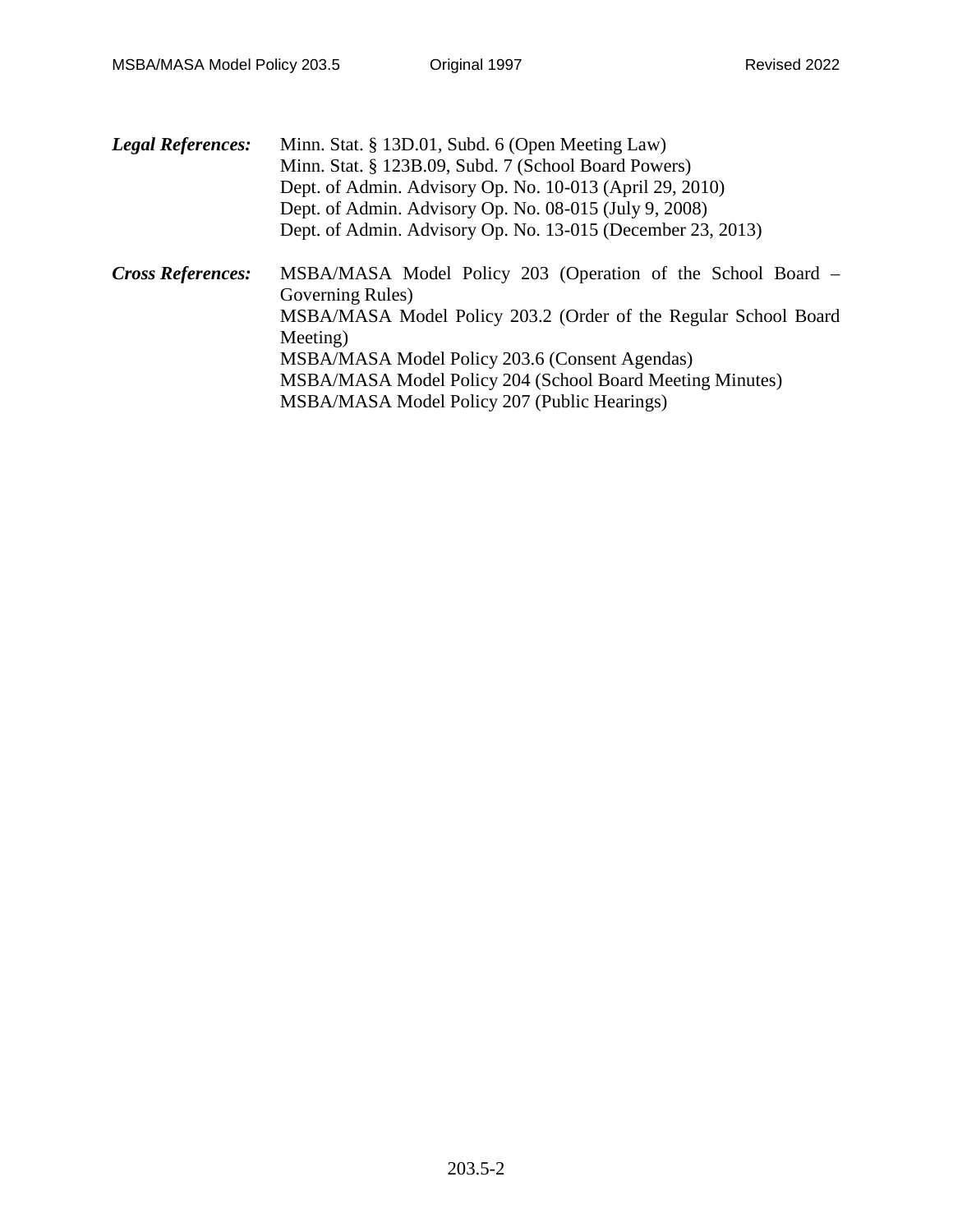***Legal References:*** Minn. Stat. § 13D.01, Subd. 6 (Open Meeting Law)
Minn. Stat. § 123B.09, Subd. 7 (School Board Powers)
Dept. of Admin. Advisory Op. No. 10-013 (April 29, 2010)
Dept. of Admin. Advisory Op. No. 08-015 (July 9, 2008)
Dept. of Admin. Advisory Op. No. 13-015 (December 23, 2013)

***Cross References:*** MSBA/MASA Model Policy 203 (Operation of the School Board – Governing Rules)
MSBA/MASA Model Policy 203.2 (Order of the Regular School Board Meeting)
MSBA/MASA Model Policy 203.6 (Consent Agendas)
MSBA/MASA Model Policy 204 (School Board Meeting Minutes)
MSBA/MASA Model Policy 207 (Public Hearings)